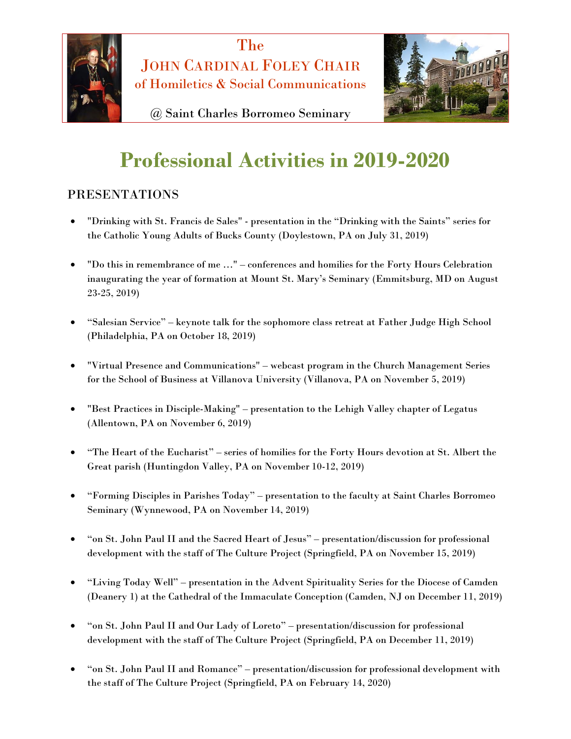The
JOHN CARDINAL FOLEY CHAIR
of Homiletics & Social Communications

@ Saint Charles Borromeo Seminary

# Professional Activities in 2019-2020

## PRESENTATIONS

- "Drinking with St. Francis de Sales" - presentation in the "Drinking with the Saints" series for the Catholic Young Adults of Bucks County (Doylestown, PA on July 31, 2019)

- "Do this in remembrance of me ..." – conferences and homilies for the Forty Hours Celebration inaugurating the year of formation at Mount St. Mary's Seminary (Emmitsburg, MD on August 23-25, 2019)

- "Salesian Service" – keynote talk for the sophomore class retreat at Father Judge High School (Philadelphia, PA on October 18, 2019)

- "Virtual Presence and Communications" – webcast program in the Church Management Series for the School of Business at Villanova University (Villanova, PA on November 5, 2019)

- "Best Practices in Disciple-Making" – presentation to the Lehigh Valley chapter of Legatus (Allentown, PA on November 6, 2019)

- "The Heart of the Eucharist" – series of homilies for the Forty Hours devotion at St. Albert the Great parish (Huntingdon Valley, PA on November 10-12, 2019)

- "Forming Disciples in Parishes Today" – presentation to the faculty at Saint Charles Borromeo Seminary (Wynnewood, PA on November 14, 2019)

- "on St. John Paul II and the Sacred Heart of Jesus" – presentation/discussion for professional development with the staff of The Culture Project (Springfield, PA on November 15, 2019)

- "Living Today Well" – presentation in the Advent Spirituality Series for the Diocese of Camden (Deanery 1) at the Cathedral of the Immaculate Conception (Camden, NJ on December 11, 2019)

- "on St. John Paul II and Our Lady of Loreto" – presentation/discussion for professional development with the staff of The Culture Project (Springfield, PA on December 11, 2019)

- "on St. John Paul II and Romance" – presentation/discussion for professional development with the staff of The Culture Project (Springfield, PA on February 14, 2020)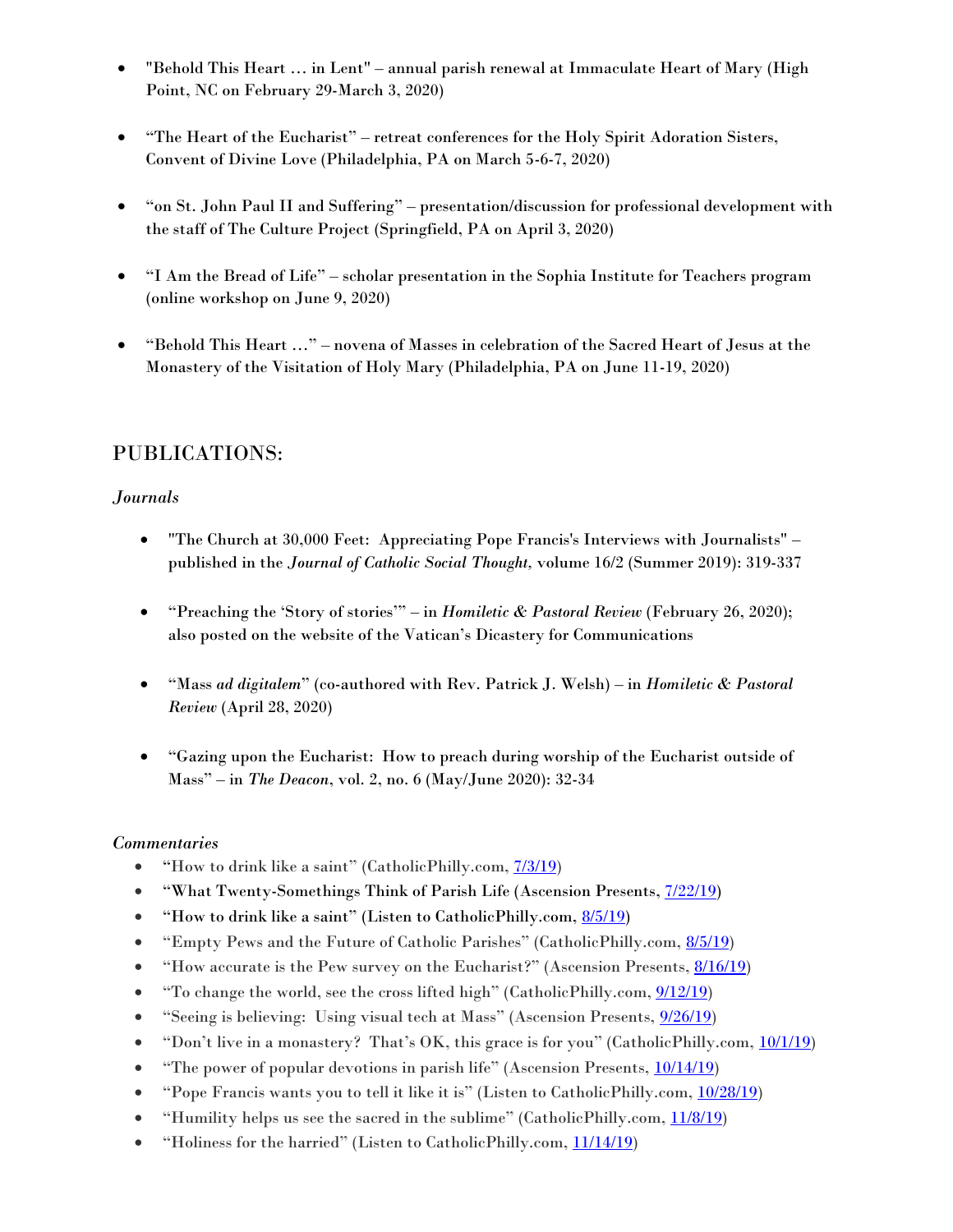- "Behold This Heart … in Lent" – annual parish renewal at Immaculate Heart of Mary (High Point, NC on February 29-March 3, 2020)

- "The Heart of the Eucharist" – retreat conferences for the Holy Spirit Adoration Sisters, Convent of Divine Love (Philadelphia, PA on March 5-6-7, 2020)

- "on St. John Paul II and Suffering" – presentation/discussion for professional development with the staff of The Culture Project (Springfield, PA on April 3, 2020)

- "I Am the Bread of Life" – scholar presentation in the Sophia Institute for Teachers program (online workshop on June 9, 2020)

- "Behold This Heart …" – novena of Masses in celebration of the Sacred Heart of Jesus at the Monastery of the Visitation of Holy Mary (Philadelphia, PA on June 11-19, 2020)

## PUBLICATIONS:

*Journals*

- "The Church at 30,000 Feet: Appreciating Pope Francis's Interviews with Journalists" – published in the *Journal of Catholic Social Thought,* volume 16/2 (Summer 2019): 319-337

- "Preaching the 'Story of stories'" – in *Homiletic & Pastoral Review* (February 26, 2020); also posted on the website of the Vatican's Dicastery for Communications

- "Mass *ad digitalem*" (co-authored with Rev. Patrick J. Welsh) – in *Homiletic & Pastoral Review* (April 28, 2020)

- "Gazing upon the Eucharist: How to preach during worship of the Eucharist outside of Mass" – in *The Deacon*, vol. 2, no. 6 (May/June 2020): 32-34

*Commentaries*

- "How to drink like a saint" (CatholicPhilly.com, 7/3/19)
- "What Twenty-Somethings Think of Parish Life (Ascension Presents, 7/22/19)
- "How to drink like a saint" (Listen to CatholicPhilly.com, 8/5/19)
- "Empty Pews and the Future of Catholic Parishes" (CatholicPhilly.com, 8/5/19)
- "How accurate is the Pew survey on the Eucharist?" (Ascension Presents, 8/16/19)
- "To change the world, see the cross lifted high" (CatholicPhilly.com, 9/12/19)
- "Seeing is believing: Using visual tech at Mass" (Ascension Presents, 9/26/19)
- "Don't live in a monastery? That's OK, this grace is for you" (CatholicPhilly.com, 10/1/19)
- "The power of popular devotions in parish life" (Ascension Presents, 10/14/19)
- "Pope Francis wants you to tell it like it is" (Listen to CatholicPhilly.com, 10/28/19)
- "Humility helps us see the sacred in the sublime" (CatholicPhilly.com, 11/8/19)
- "Holiness for the harried" (Listen to CatholicPhilly.com, 11/14/19)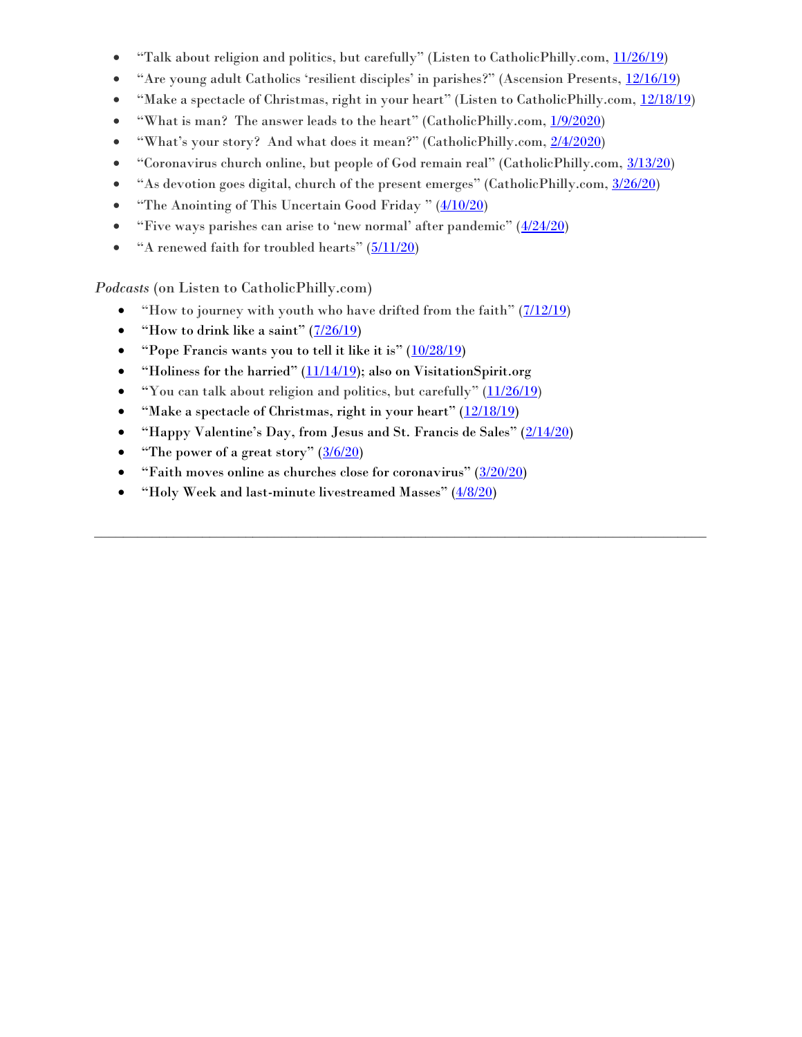- "Talk about religion and politics, but carefully" (Listen to CatholicPhilly.com, 11/26/19)
- "Are young adult Catholics 'resilient disciples' in parishes?" (Ascension Presents, 12/16/19)
- "Make a spectacle of Christmas, right in your heart" (Listen to CatholicPhilly.com, 12/18/19)
- "What is man?  The answer leads to the heart" (CatholicPhilly.com, 1/9/2020)
- "What's your story?  And what does it mean?" (CatholicPhilly.com, 2/4/2020)
- "Coronavirus church online, but people of God remain real" (CatholicPhilly.com, 3/13/20)
- "As devotion goes digital, church of the present emerges" (CatholicPhilly.com, 3/26/20)
- "The Anointing of This Uncertain Good Friday " (4/10/20)
- "Five ways parishes can arise to 'new normal' after pandemic" (4/24/20)
- "A renewed faith for troubled hearts" (5/11/20)

*Podcasts* (on Listen to CatholicPhilly.com)

- "How to journey with youth who have drifted from the faith" (7/12/19)
- "How to drink like a saint" (7/26/19)
- "Pope Francis wants you to tell it like it is" (10/28/19)
- "Holiness for the harried" (11/14/19); also on VisitationSpirit.org
- "You can talk about religion and politics, but carefully" (11/26/19)
- "Make a spectacle of Christmas, right in your heart" (12/18/19)
- "Happy Valentine's Day, from Jesus and St. Francis de Sales" (2/14/20)
- "The power of a great story" (3/6/20)
- "Faith moves online as churches close for coronavirus" (3/20/20)
- "Holy Week and last-minute livestreamed Masses" (4/8/20)

---